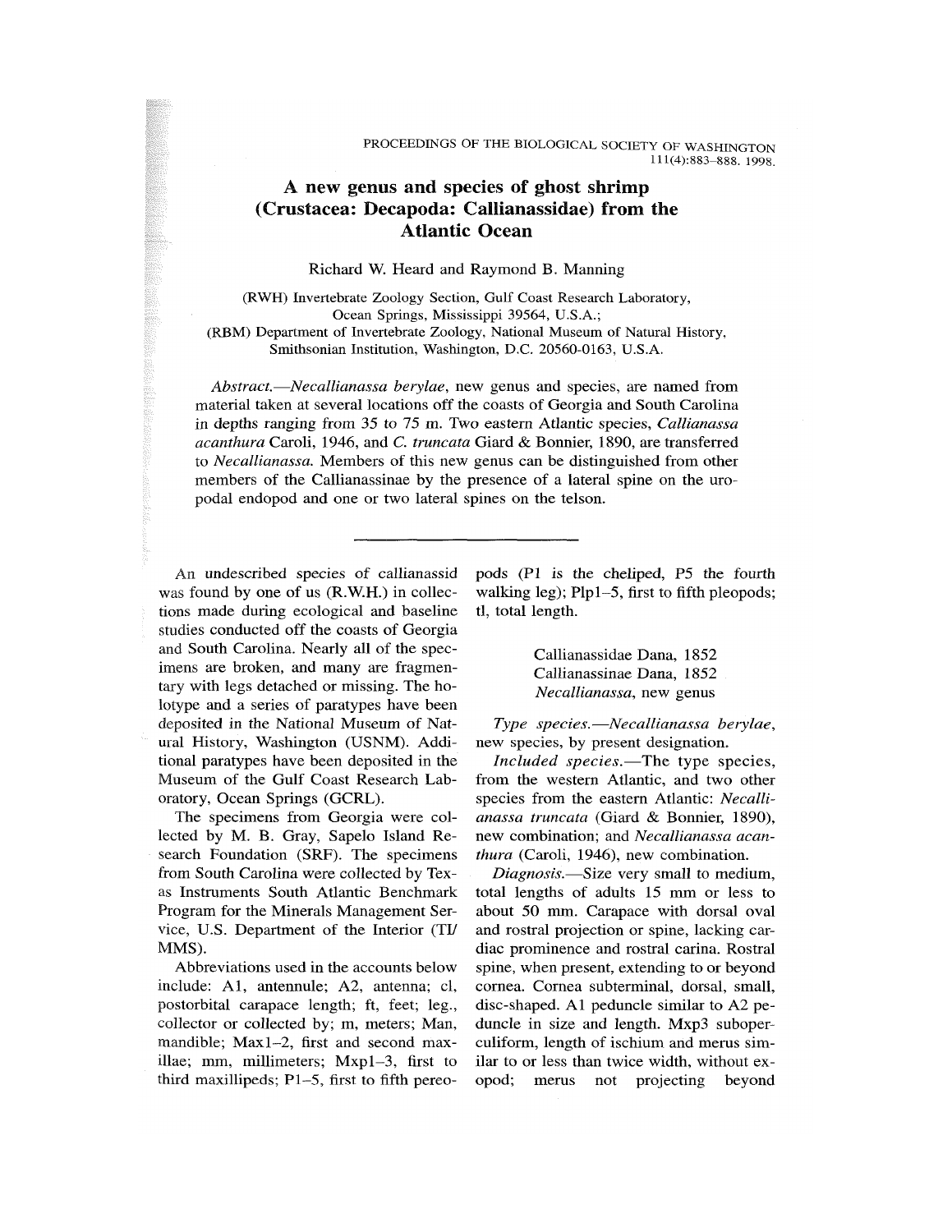# A new genus and species of ghost shrimp (Crustacea: Decapoda: Callianassidae) from the Atlantic Ocean

Richard W. Heard and Raymond B. Manning

(RWH) Invertebrate Zoology Section, Gulf Coast Research Laboratory, Ocean Springs, Mississippi 39564, U.S.A.; (RBM) Department of Invertebrate Zoology, National Museum of Natural History, Smithsonian Institution, Washington, D.C. 20560-0163, U.S.A.

*Abstract*.—*Necallianassa berylae*, new genus and species, are named from material taken at several locations off the coasts of Georgia and South Carolina in depths ranging from 35 to 75 m. Two eastern Atlantic species, *Callianassa acanthura* Caroli, 1946, and *C. truncata* Giard & Bonnier, 1890, are transferred to *Necallianassa*. Members of this new genus can be distinguished from other members of the Callianassinae by the presence of a lateral spine on the uropodal endopod and one or two lateral spines on the telson.

---

An undescribed species of callianassid was found by one of us (R.W.H.) in collections made during ecological and baseline studies conducted off the coasts of Georgia and South Carolina. Nearly all of the specimens are broken, and many are fragmentary with legs detached or missing. The holotype and a series of paratypes have been deposited in the National Museum of Natural History, Washington (USNM). Additional paratypes have been deposited in the Museum of the Gulf Coast Research Laboratory, Ocean Springs (GCRL).

The specimens from Georgia were collected by M. B. Gray, Sapelo Island Research Foundation (SRF). The specimens from South Carolina were collected by Texas Instruments South Atlantic Benchmark Program for the Minerals Management Service, U.S. Department of the Interior (TI/MMS).

Abbreviations used in the accounts below include: A1, antennule; A2, antenna; cl, postorbital carapace length; ft, feet; leg., collector or collected by; m, meters; Man, mandible; Max1–2, first and second maxillae; mm, millimeters; Mxp1–3, first to third maxillipeds; P1–5, first to fifth pereopods (P1 is the cheliped, P5 the fourth walking leg); Plp1–5, first to fifth pleopods; tl, total length.

Callianassidae Dana, 1852

Callianassinae Dana, 1852

*Necallianassa*, new genus

*Type species*.—*Necallianassa berylae*, new species, by present designation.

*Included species*.—The type species, from the western Atlantic, and two other species from the eastern Atlantic: *Necallianassa truncata* (Giard & Bonnier, 1890), new combination; and *Necallianassa acanthura* (Caroli, 1946), new combination.

*Diagnosis*.—Size very small to medium, total lengths of adults 15 mm or less to about 50 mm. Carapace with dorsal oval and rostral projection or spine, lacking cardiac prominence and rostral carina. Rostral spine, when present, extending to or beyond cornea. Cornea subterminal, dorsal, small, disc-shaped. A1 peduncle similar to A2 peduncle in size and length. Mxp3 suboperculiform, length of ischium and merus similar to or less than twice width, without exopod; merus not projecting beyond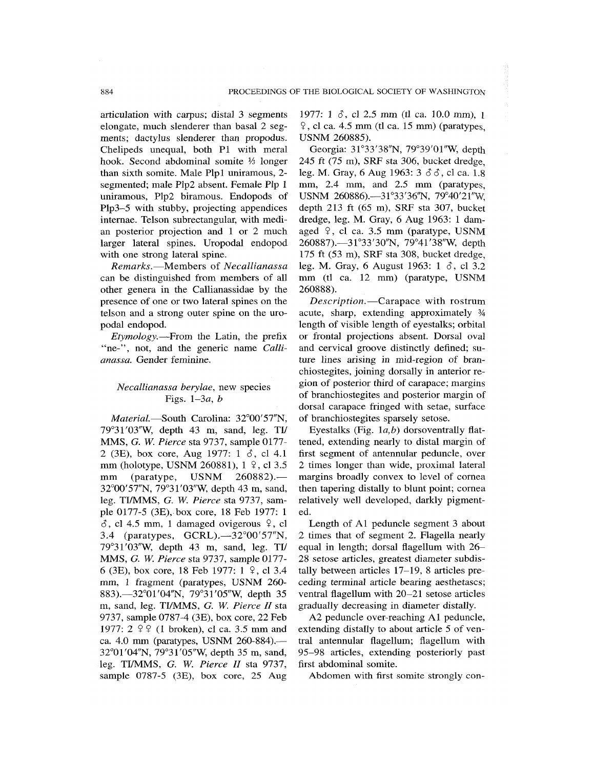articulation with carpus; distal 3 segments elongate, much slenderer than basal 2 segments; dactylus slenderer than propodus. Chelipeds unequal, both P1 with meral hook. Second abdominal somite ⅓ longer than sixth somite. Male Plp1 uniramous, 2-segmented; male Plp2 absent. Female Plp 1 uniramous, Plp2 biramous. Endopods of Plp3–5 with stubby, projecting appendices internae. Telson subrectangular, with median posterior projection and 1 or 2 much larger lateral spines. Uropodal endopod with one strong lateral spine.

*Remarks.*—Members of *Necallianassa* can be distinguished from members of all other genera in the Callianassidae by the presence of one or two lateral spines on the telson and a strong outer spine on the uropodal endopod.

*Etymology.*—From the Latin, the prefix "ne-", not, and the generic name *Callianassa*. Gender feminine.

## *Necallianassa berylae*, new species
Figs. 1–3*a*, *b*

*Material.*—South Carolina: 32°00′57″N, 79°31′03″W, depth 43 m, sand, leg. TI/MMS, *G. W. Pierce* sta 9737, sample 0177-2 (3E), box core, Aug 1977: 1 ♂, cl 4.1 mm (holotype, USNM 260881), 1 ♀, cl 3.5 mm (paratype, USNM 260882).—32°00′57″N, 79°31′03″W, depth 43 m, sand, leg. TI/MMS, *G. W. Pierce* sta 9737, sample 0177-5 (3E), box core, 18 Feb 1977: 1 ♂, cl 4.5 mm, 1 damaged ovigerous ♀, cl 3.4 (paratypes, GCRL).—32°00′57″N, 79°31′03″W, depth 43 m, sand, leg. TI/MMS, *G. W. Pierce* sta 9737, sample 0177-6 (3E), box core, 18 Feb 1977: 1 ♀, cl 3.4 mm, 1 fragment (paratypes, USNM 260-883).—32°01′04″N, 79°31′05″W, depth 35 m, sand, leg. TI/MMS, *G. W. Pierce* sta 9737, sample 0787-4 (3E), box core, 22 Feb 1977: 2 ♀♀ (1 broken), cl ca. 3.5 mm and ca. 4.0 mm (paratypes, USNM 260-884).—32°01′04″N, 79°31′05″W, depth 35 m, sand, leg. TI/MMS, *G. W. Pierce II* sta 9737, sample 0787-5 (3E), box core, 25 Aug 1977: 1 ♂, cl 2.5 mm (tl ca. 10.0 mm), 1 ♀, cl ca. 4.5 mm (tl ca. 15 mm) (paratypes, USNM 260885).

Georgia: 31°33′38″N, 79°39′01″W, depth 245 ft (75 m), SRF sta 306, bucket dredge, leg. M. Gray, 6 Aug 1963: 3 ♂♂, cl ca. 1.8 mm, 2.4 mm, and 2.5 mm (paratypes, USNM 260886).—31°33′36″N, 79°40′21″W, depth 213 ft (65 m), SRF sta 307, bucket dredge, leg. M. Gray, 6 Aug 1963: 1 damaged ♀, cl ca. 3.5 mm (paratype, USNM 260887).—31°33′30″N, 79°41′38″W, depth 175 ft (53 m), SRF sta 308, bucket dredge, leg. M. Gray, 6 August 1963: 1 ♂, cl 3.2 mm (tl ca. 12 mm) (paratype, USNM 260888).

*Description.*—Carapace with rostrum acute, sharp, extending approximately ¾ length of visible length of eyestalks; orbital or frontal projections absent. Dorsal oval and cervical groove distinctly defined; suture lines arising in mid-region of branchiostegites, joining dorsally in anterior region of posterior third of carapace; margins of branchiostegites and posterior margin of dorsal carapace fringed with setae, surface of branchiostegites sparsely setose.

Eyestalks (Fig. 1*a*,*b*) dorsoventrally flattened, extending nearly to distal margin of first segment of antennular peduncle, over 2 times longer than wide, proximal lateral margins broadly convex to level of cornea then tapering distally to blunt point; cornea relatively well developed, darkly pigmented.

Length of A1 peduncle segment 3 about 2 times that of segment 2. Flagella nearly equal in length; dorsal flagellum with 26–28 setose articles, greatest diameter subdistally between articles 17–19, 8 articles preceding terminal article bearing aesthetascs; ventral flagellum with 20–21 setose articles gradually decreasing in diameter distally.

A2 peduncle over-reaching A1 peduncle, extending distally to about article 5 of ventral antennular flagellum; flagellum with 95–98 articles, extending posteriorly past first abdominal somite.

Abdomen with first somite strongly con-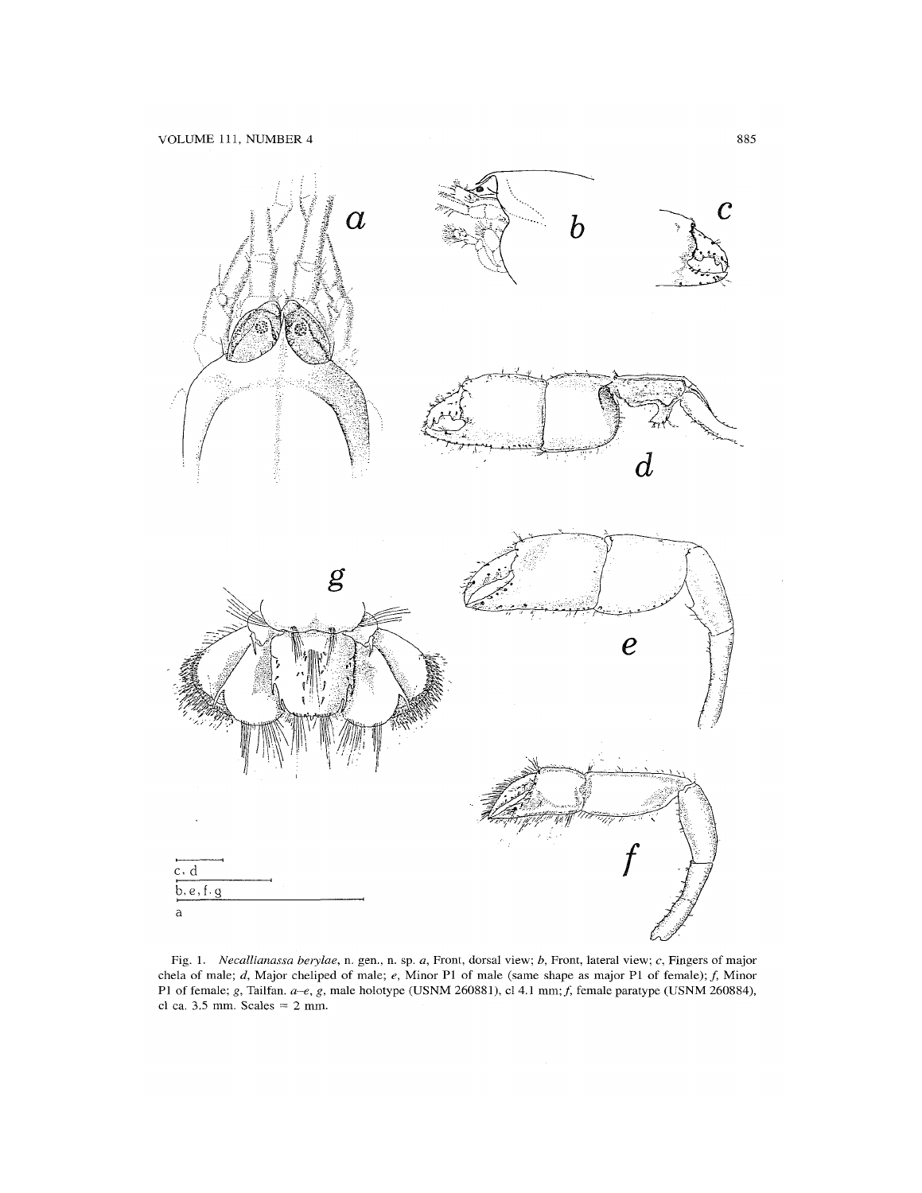Fig. 1. *Necallianassa berylae*, n. gen., n. sp. *a*, Front, dorsal view; *b*, Front, lateral view; *c*, Fingers of major chela of male; *d*, Major cheliped of male; *e*, Minor P1 of male (same shape as major P1 of female); *f*, Minor P1 of female; *g*, Tailfan. *a–e*, *g*, male holotype (USNM 260881), cl 4.1 mm; *f*, female paratype (USNM 260884), cl ca. 3.5 mm. Scales = 2 mm.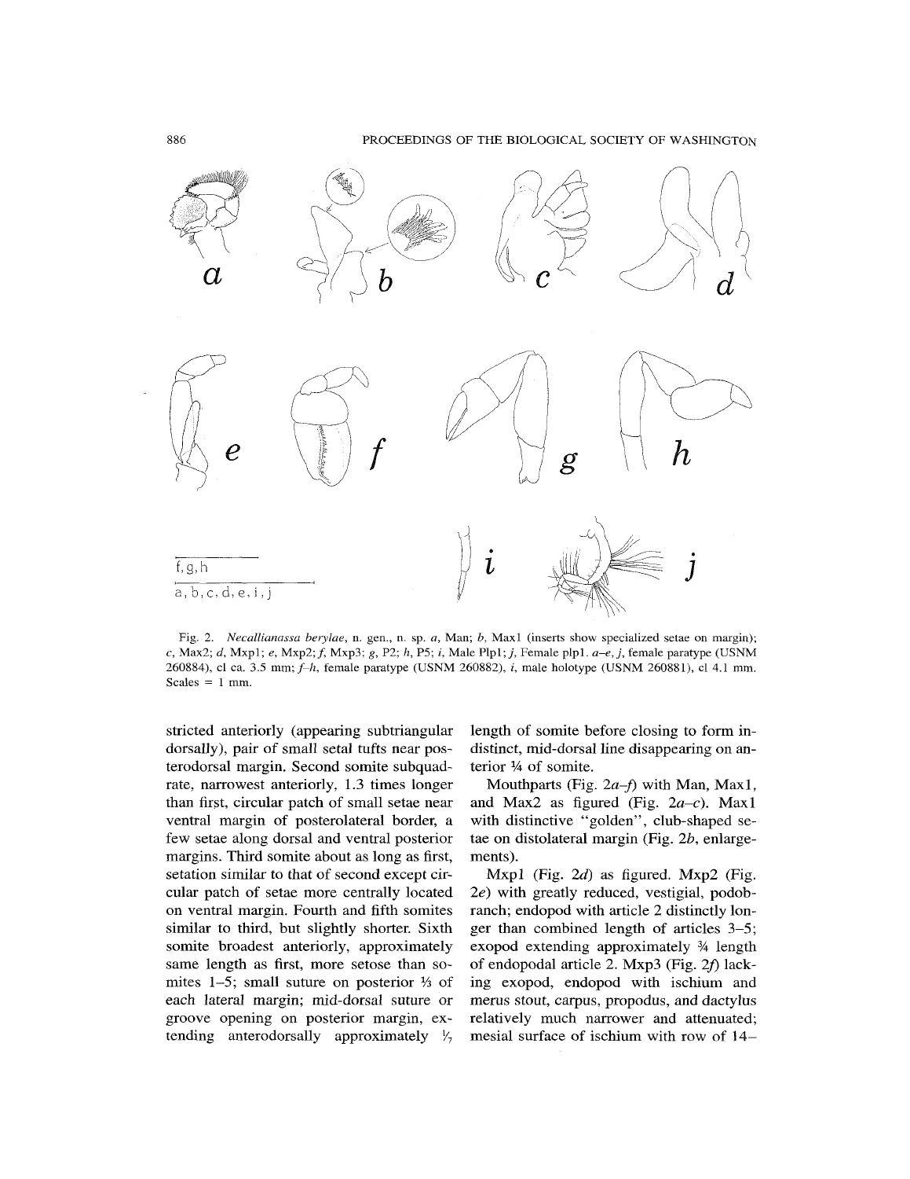Fig. 2. *Necallianassa berylae*, n. gen., n. sp. *a*, Man; *b*, Max1 (inserts show specialized setae on margin); *c*, Max2; *d*, Mxp1; *e*, Mxp2; *f*, Mxp3; *g*, P2; *h*, P5; *i*, Male Plp1; *j*, Female plp1. *a–e*, *j*, female paratype (USNM 260884), cl ca. 3.5 mm; *f–h*, female paratype (USNM 260882), *i*, male holotype (USNM 260881), cl 4.1 mm. Scales = 1 mm.

stricted anteriorly (appearing subtriangular dorsally), pair of small setal tufts near posterodorsal margin. Second somite subquadrate, narrowest anteriorly, 1.3 times longer than first, circular patch of small setae near ventral margin of posterolateral border, a few setae along dorsal and ventral posterior margins. Third somite about as long as first, setation similar to that of second except circular patch of setae more centrally located on ventral margin. Fourth and fifth somites similar to third, but slightly shorter. Sixth somite broadest anteriorly, approximately same length as first, more setose than somites 1–5; small suture on posterior ⅓ of each lateral margin; mid-dorsal suture or groove opening on posterior margin, extending anterodorsally approximately ⅐ length of somite before closing to form indistinct, mid-dorsal line disappearing on anterior ¼ of somite.

Mouthparts (Fig. 2*a–f*) with Man, Max1, and Max2 as figured (Fig. 2*a–c*). Max1 with distinctive "golden", club-shaped setae on distolateral margin (Fig. 2*b*, enlargements).

Mxp1 (Fig. 2*d*) as figured. Mxp2 (Fig. 2*e*) with greatly reduced, vestigial, podobranch; endopod with article 2 distinctly longer than combined length of articles 3–5; exopod extending approximately ¾ length of endopodal article 2. Mxp3 (Fig. 2*f*) lacking exopod, endopod with ischium and merus stout, carpus, propodus, and dactylus relatively much narrower and attenuated; mesial surface of ischium with row of 14–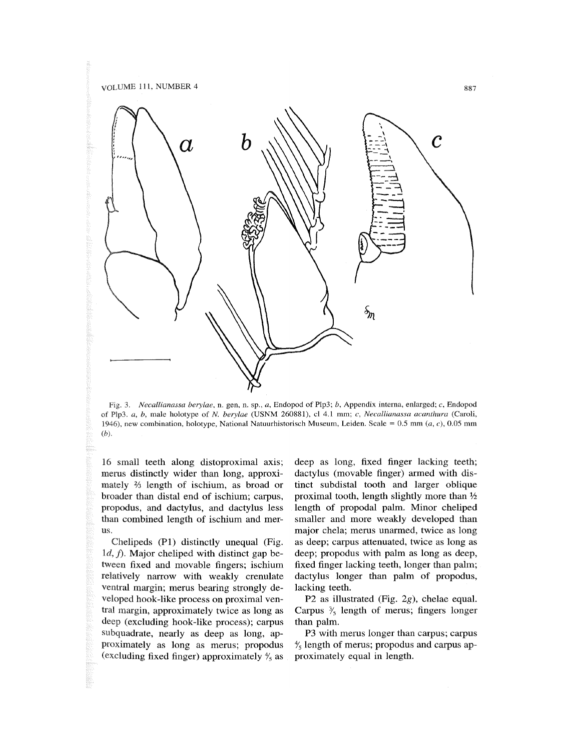Fig. 3. *Necallianassa berylae*, n. gen, n. sp., *a*, Endopod of Plp3; *b*, Appendix interna, enlarged; *c*, Endopod of Plp3. *a*, *b*, male holotype of *N. berylae* (USNM 260881), cl 4.1 mm; *c*, *Necallianassa acanthura* (Caroli, 1946), new combination, holotype, National Natuurhistorisch Museum, Leiden. Scale = 0.5 mm (*a*, *c*), 0.05 mm (*b*).

16 small teeth along distoproximal axis; merus distinctly wider than long, approximately ⅔ length of ischium, as broad or broader than distal end of ischium; carpus, propodus, and dactylus, and dactylus less than combined length of ischium and merus.

Chelipeds (P1) distinctly unequal (Fig. 1*d*, *f*). Major cheliped with distinct gap between fixed and movable fingers; ischium relatively narrow with weakly crenulate ventral margin; merus bearing strongly developed hook-like process on proximal ventral margin, approximately twice as long as deep (excluding hook-like process); carpus subquadrate, nearly as deep as long, approximately as long as merus; propodus (excluding fixed finger) approximately ⅘ as deep as long, fixed finger lacking teeth; dactylus (movable finger) armed with distinct subdistal tooth and larger oblique proximal tooth, length slightly more than ½ length of propodal palm. Minor cheliped smaller and more weakly developed than major chela; merus unarmed, twice as long as deep; carpus attenuated, twice as long as deep; propodus with palm as long as deep, fixed finger lacking teeth, longer than palm; dactylus longer than palm of propodus, lacking teeth.

P2 as illustrated (Fig. 2*g*), chelae equal. Carpus ⅗ length of merus; fingers longer than palm.

P3 with merus longer than carpus; carpus ⅘ length of merus; propodus and carpus approximately equal in length.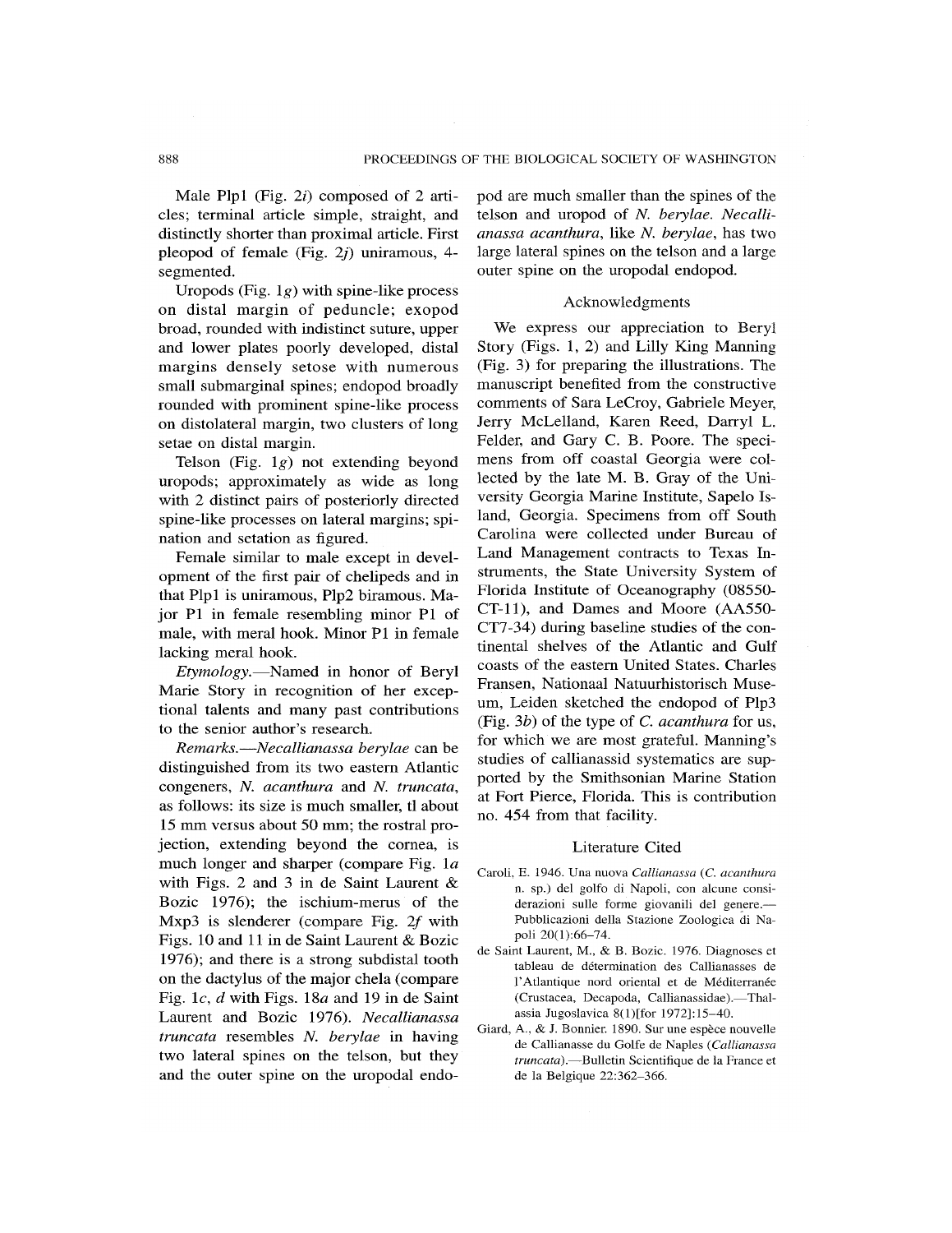Male Plp1 (Fig. 2*i*) composed of 2 articles; terminal article simple, straight, and distinctly shorter than proximal article. First pleopod of female (Fig. 2*j*) uniramous, 4-segmented.

Uropods (Fig. 1*g*) with spine-like process on distal margin of peduncle; exopod broad, rounded with indistinct suture, upper and lower plates poorly developed, distal margins densely setose with numerous small submarginal spines; endopod broadly rounded with prominent spine-like process on distolateral margin, two clusters of long setae on distal margin.

Telson (Fig. 1*g*) not extending beyond uropods; approximately as wide as long with 2 distinct pairs of posteriorly directed spine-like processes on lateral margins; spination and setation as figured.

Female similar to male except in development of the first pair of chelipeds and in that Plp1 is uniramous, Plp2 biramous. Major P1 in female resembling minor P1 of male, with meral hook. Minor P1 in female lacking meral hook.

*Etymology*.—Named in honor of Beryl Marie Story in recognition of her exceptional talents and many past contributions to the senior author's research.

*Remarks*.—*Necallianassa berylae* can be distinguished from its two eastern Atlantic congeners, *N. acanthura* and *N. truncata*, as follows: its size is much smaller, tl about 15 mm versus about 50 mm; the rostral projection, extending beyond the cornea, is much longer and sharper (compare Fig. 1*a* with Figs. 2 and 3 in de Saint Laurent & Bozic 1976); the ischium-merus of the Mxp3 is slenderer (compare Fig. 2*f* with Figs. 10 and 11 in de Saint Laurent & Bozic 1976); and there is a strong subdistal tooth on the dactylus of the major chela (compare Fig. 1*c*, *d* with Figs. 18*a* and 19 in de Saint Laurent and Bozic 1976). *Necallianassa truncata* resembles *N. berylae* in having two lateral spines on the telson, but they and the outer spine on the uropodal endopod are much smaller than the spines of the telson and uropod of *N. berylae*. *Necallianassa acanthura*, like *N. berylae*, has two large lateral spines on the telson and a large outer spine on the uropodal endopod.

## Acknowledgments

We express our appreciation to Beryl Story (Figs. 1, 2) and Lilly King Manning (Fig. 3) for preparing the illustrations. The manuscript benefited from the constructive comments of Sara LeCroy, Gabriele Meyer, Jerry McLelland, Karen Reed, Darryl L. Felder, and Gary C. B. Poore. The specimens from off coastal Georgia were collected by the late M. B. Gray of the University Georgia Marine Institute, Sapelo Island, Georgia. Specimens from off South Carolina were collected under Bureau of Land Management contracts to Texas Instruments, the State University System of Florida Institute of Oceanography (08550-CT-11), and Dames and Moore (AA550-CT7-34) during baseline studies of the continental shelves of the Atlantic and Gulf coasts of the eastern United States. Charles Fransen, Nationaal Natuurhistorisch Museum, Leiden sketched the endopod of Plp3 (Fig. 3*b*) of the type of *C. acanthura* for us, for which we are most grateful. Manning's studies of callianassid systematics are supported by the Smithsonian Marine Station at Fort Pierce, Florida. This is contribution no. 454 from that facility.

## Literature Cited

Caroli, E. 1946. Una nuova *Callianassa* (*C. acanthura* n. sp.) del golfo di Napoli, con alcune considerazioni sulle forme giovanili del genere.—Pubblicazioni della Stazione Zoologica di Napoli 20(1):66–74.

de Saint Laurent, M., & B. Bozic. 1976. Diagnoses et tableau de détermination des Callianasses de l'Atlantique nord oriental et de Méditerranée (Crustacea, Decapoda, Callianassidae).—Thalassia Jugoslavica 8(1)[for 1972]:15–40.

Giard, A., & J. Bonnier. 1890. Sur une espèce nouvelle de Callianasse du Golfe de Naples (*Callianassa truncata*).—Bulletin Scientifique de la France et de la Belgique 22:362–366.